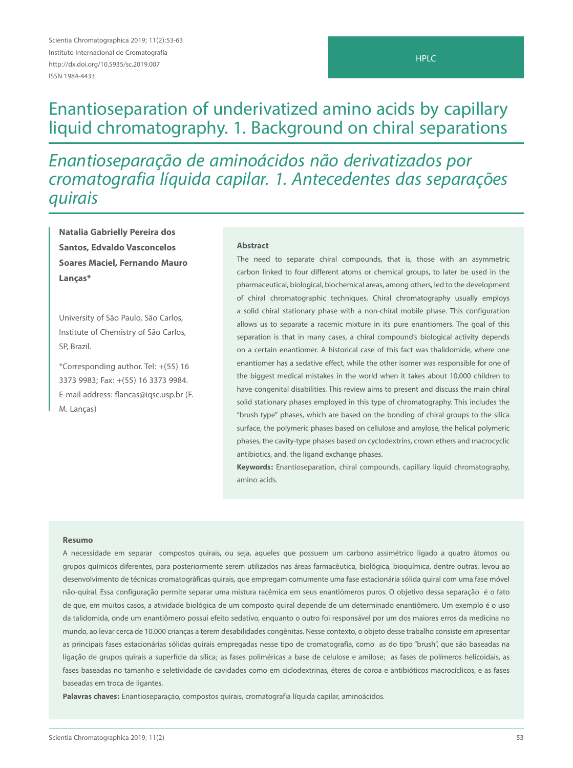HPLC

# Enantioseparation of underivatized amino acids by capillary liquid chromatography. 1. Background on chiral separations

# *Enantioseparação de aminoácidos não derivatizados por cromatografia líquida capilar. 1. Antecedentes das separações quirais*

**Natalia Gabrielly Pereira dos Santos, Edvaldo Vasconcelos Soares Maciel, Fernando Mauro Lanças***

University of São Paulo, São Carlos, Institute of Chemistry of São Carlos, SP, Brazil.

*Corresponding author. Tel: +(55) 16 3373 9983; Fax: +(55) 16 3373 9984. E-mail address: flancas@iqsc.usp.br (F. M. Lanças)

**Abstract**

The need to separate chiral compounds, that is, those with an asymmetric carbon linked to four different atoms or chemical groups, to later be used in the pharmaceutical, biological, biochemical areas, among others, led to the development of chiral chromatographic techniques. Chiral chromatography usually employs a solid chiral stationary phase with a non-chiral mobile phase. This configuration allows us to separate a racemic mixture in its pure enantiomers. The goal of this separation is that in many cases, a chiral compound's biological activity depends on a certain enantiomer. A historical case of this fact was thalidomide, where one enantiomer has a sedative effect, while the other isomer was responsible for one of the biggest medical mistakes in the world when it takes about 10,000 children to have congenital disabilities. This review aims to present and discuss the main chiral solid stationary phases employed in this type of chromatography. This includes the "brush type" phases, which are based on the bonding of chiral groups to the silica surface, the polymeric phases based on cellulose and amylose, the helical polymeric phases, the cavity-type phases based on cyclodextrins, crown ethers and macrocyclic antibiotics, and, the ligand exchange phases.

**Keywords:** Enantioseparation, chiral compounds, capillary liquid chromatography, amino acids.

**Resumo**

A necessidade em separar compostos quirais, ou seja, aqueles que possuem um carbono assimétrico ligado a quatro átomos ou grupos químicos diferentes, para posteriormente serem utilizados nas áreas farmacêutica, biológica, bioquímica, dentre outras, levou ao desenvolvimento de técnicas cromatográficas quirais, que empregam comumente uma fase estacionária sólida quiral com uma fase móvel não-quiral. Essa configuração permite separar uma mistura racêmica em seus enantiômeros puros. O objetivo dessa separação é o fato de que, em muitos casos, a atividade biológica de um composto quiral depende de um determinado enantiômero. Um exemplo é o uso da talidomida, onde um enantiômero possui efeito sedativo, enquanto o outro foi responsável por um dos maiores erros da medicina no mundo, ao levar cerca de 10.000 crianças a terem desabilidades congênitas. Nesse contexto, o objeto desse trabalho consiste em apresentar as principais fases estacionárias sólidas quirais empregadas nesse tipo de cromatografia, como as do tipo "brush", que são baseadas na ligação de grupos quirais a superfície da sílica; as fases poliméricas a base de celulose e amilose; as fases de polímeros helicoidais, as fases baseadas no tamanho e seletividade de cavidades como em ciclodextrinas, éteres de coroa e antibióticos macrocíclicos, e as fases baseadas em troca de ligantes.

**Palavras chaves:** Enantioseparação, compostos quirais, cromatografia líquida capilar, aminoácidos.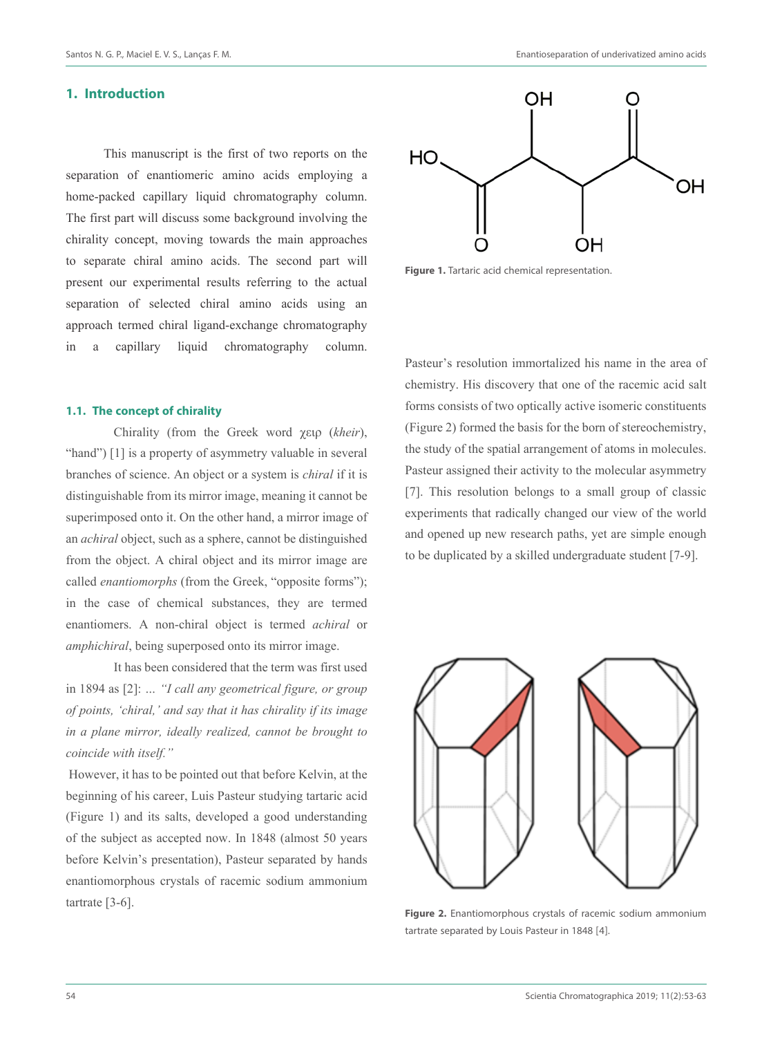## 1. Introduction

This manuscript is the first of two reports on the separation of enantiomeric amino acids employing a home-packed capillary liquid chromatography column. The first part will discuss some background involving the chirality concept, moving towards the main approaches to separate chiral amino acids. The second part will present our experimental results referring to the actual separation of selected chiral amino acids using an approach termed chiral ligand-exchange chromatography in a capillary liquid chromatography column.

### 1.1. The concept of chirality

Chirality (from the Greek word χειρ (*kheir*), "hand") [1] is a property of asymmetry valuable in several branches of science. An object or a system is *chiral* if it is distinguishable from its mirror image, meaning it cannot be superimposed onto it. On the other hand, a mirror image of an *achiral* object, such as a sphere, cannot be distinguished from the object. A chiral object and its mirror image are called *enantiomorphs* (from the Greek, "opposite forms"); in the case of chemical substances, they are termed enantiomers. A non-chiral object is termed *achiral* or *amphichiral*, being superposed onto its mirror image.

It has been considered that the term was first used in 1894 as [2]: ... *"I call any geometrical figure, or group of points, 'chiral,' and say that it has chirality if its image in a plane mirror, ideally realized, cannot be brought to coincide with itself."*

However, it has to be pointed out that before Kelvin, at the beginning of his career, Luis Pasteur studying tartaric acid (Figure 1) and its salts, developed a good understanding of the subject as accepted now. In 1848 (almost 50 years before Kelvin's presentation), Pasteur separated by hands enantiomorphous crystals of racemic sodium ammonium tartrate [3-6].

**Figure 1.** Tartaric acid chemical representation.

Pasteur's resolution immortalized his name in the area of chemistry. His discovery that one of the racemic acid salt forms consists of two optically active isomeric constituents (Figure 2) formed the basis for the born of stereochemistry, the study of the spatial arrangement of atoms in molecules. Pasteur assigned their activity to the molecular asymmetry [7]. This resolution belongs to a small group of classic experiments that radically changed our view of the world and opened up new research paths, yet are simple enough to be duplicated by a skilled undergraduate student [7-9].

**Figure 2.** Enantiomorphous crystals of racemic sodium ammonium tartrate separated by Louis Pasteur in 1848 [4].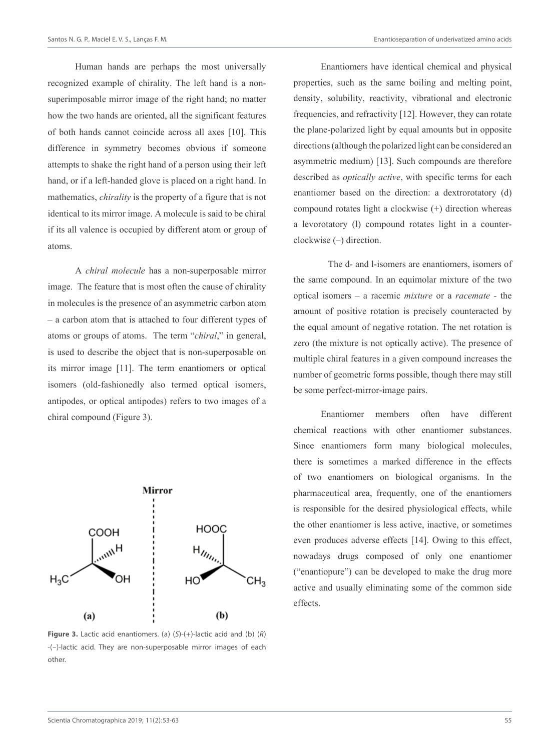Human hands are perhaps the most universally recognized example of chirality. The left hand is a non-superimposable mirror image of the right hand; no matter how the two hands are oriented, all the significant features of both hands cannot coincide across all axes [10]. This difference in symmetry becomes obvious if someone attempts to shake the right hand of a person using their left hand, or if a left-handed glove is placed on a right hand. In mathematics, *chirality* is the property of a figure that is not identical to its mirror image. A molecule is said to be chiral if its all valence is occupied by different atom or group of atoms.

A *chiral molecule* has a non-superposable mirror image. The feature that is most often the cause of chirality in molecules is the presence of an asymmetric carbon atom – a carbon atom that is attached to four different types of atoms or groups of atoms. The term "*chiral*," in general, is used to describe the object that is non-superposable on its mirror image [11]. The term enantiomers or optical isomers (old-fashionedly also termed optical isomers, antipodes, or optical antipodes) refers to two images of a chiral compound (Figure 3).

**Figure 3.** Lactic acid enantiomers. (a) (*S*)-(+)-lactic acid and (b) (*R*)-(–)-lactic acid. They are non-superposable mirror images of each other.

Enantiomers have identical chemical and physical properties, such as the same boiling and melting point, density, solubility, reactivity, vibrational and electronic frequencies, and refractivity [12]. However, they can rotate the plane-polarized light by equal amounts but in opposite directions (although the polarized light can be considered an asymmetric medium) [13]. Such compounds are therefore described as *optically active*, with specific terms for each enantiomer based on the direction: a dextrorotatory (d) compound rotates light a clockwise (+) direction whereas a levorotatory (l) compound rotates light in a counter-clockwise (–) direction.

The d- and l-isomers are enantiomers, isomers of the same compound. In an equimolar mixture of the two optical isomers – a racemic *mixture* or a *racemate* - the amount of positive rotation is precisely counteracted by the equal amount of negative rotation. The net rotation is zero (the mixture is not optically active). The presence of multiple chiral features in a given compound increases the number of geometric forms possible, though there may still be some perfect-mirror-image pairs.

Enantiomer members often have different chemical reactions with other enantiomer substances. Since enantiomers form many biological molecules, there is sometimes a marked difference in the effects of two enantiomers on biological organisms. In the pharmaceutical area, frequently, one of the enantiomers is responsible for the desired physiological effects, while the other enantiomer is less active, inactive, or sometimes even produces adverse effects [14]. Owing to this effect, nowadays drugs composed of only one enantiomer ("enantiopure") can be developed to make the drug more active and usually eliminating some of the common side effects.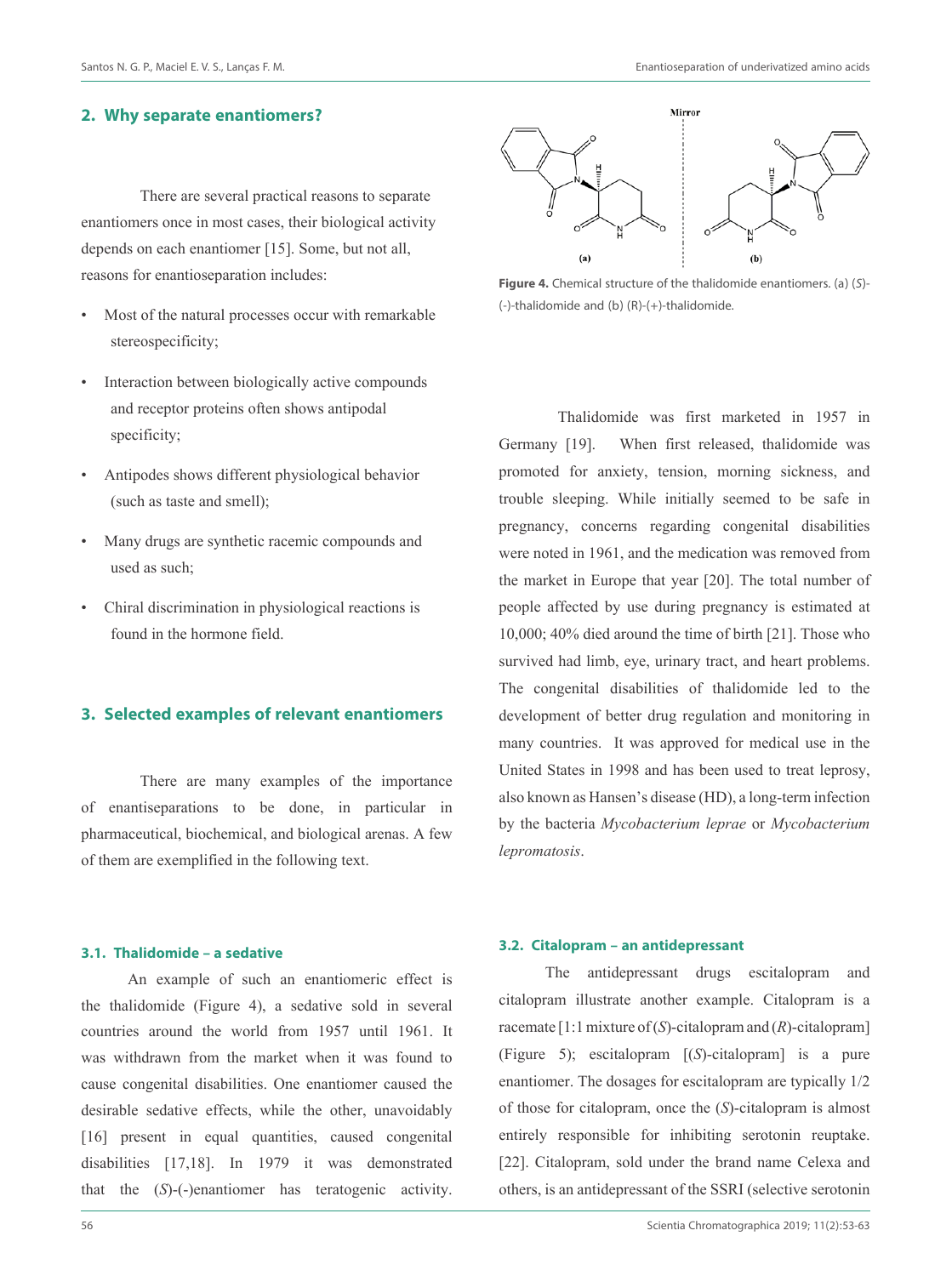## 2. Why separate enantiomers?

There are several practical reasons to separate enantiomers once in most cases, their biological activity depends on each enantiomer [15]. Some, but not all, reasons for enantioseparation includes:

- Most of the natural processes occur with remarkable stereospecificity;
- Interaction between biologically active compounds and receptor proteins often shows antipodal specificity;
- Antipodes shows different physiological behavior (such as taste and smell);
- Many drugs are synthetic racemic compounds and used as such;
- Chiral discrimination in physiological reactions is found in the hormone field.

## 3. Selected examples of relevant enantiomers

There are many examples of the importance of enantiseparations to be done, in particular in pharmaceutical, biochemical, and biological arenas. A few of them are exemplified in the following text.

### 3.1. Thalidomide – a sedative

An example of such an enantiomeric effect is the thalidomide (Figure 4), a sedative sold in several countries around the world from 1957 until 1961. It was withdrawn from the market when it was found to cause congenital disabilities. One enantiomer caused the desirable sedative effects, while the other, unavoidably [16] present in equal quantities, caused congenital disabilities [17,18]. In 1979 it was demonstrated that the (*S*)-(-)enantiomer has teratogenic activity.

**Figure 4.** Chemical structure of the thalidomide enantiomers. (a) (*S*)-(-)-thalidomide and (b) (R)-(+)-thalidomide.

Thalidomide was first marketed in 1957 in Germany [19]. When first released, thalidomide was promoted for anxiety, tension, morning sickness, and trouble sleeping. While initially seemed to be safe in pregnancy, concerns regarding congenital disabilities were noted in 1961, and the medication was removed from the market in Europe that year [20]. The total number of people affected by use during pregnancy is estimated at 10,000; 40% died around the time of birth [21]. Those who survived had limb, eye, urinary tract, and heart problems. The congenital disabilities of thalidomide led to the development of better drug regulation and monitoring in many countries. It was approved for medical use in the United States in 1998 and has been used to treat leprosy, also known as Hansen's disease (HD), a long-term infection by the bacteria *Mycobacterium leprae* or *Mycobacterium lepromatosis*.

### 3.2. Citalopram – an antidepressant

The antidepressant drugs escitalopram and citalopram illustrate another example. Citalopram is a racemate [1:1 mixture of (*S*)-citalopram and (*R*)-citalopram] (Figure 5); escitalopram [(*S*)-citalopram] is a pure enantiomer. The dosages for escitalopram are typically 1/2 of those for citalopram, once the (*S*)-citalopram is almost entirely responsible for inhibiting serotonin reuptake. [22]. Citalopram, sold under the brand name Celexa and others, is an antidepressant of the SSRI (selective serotonin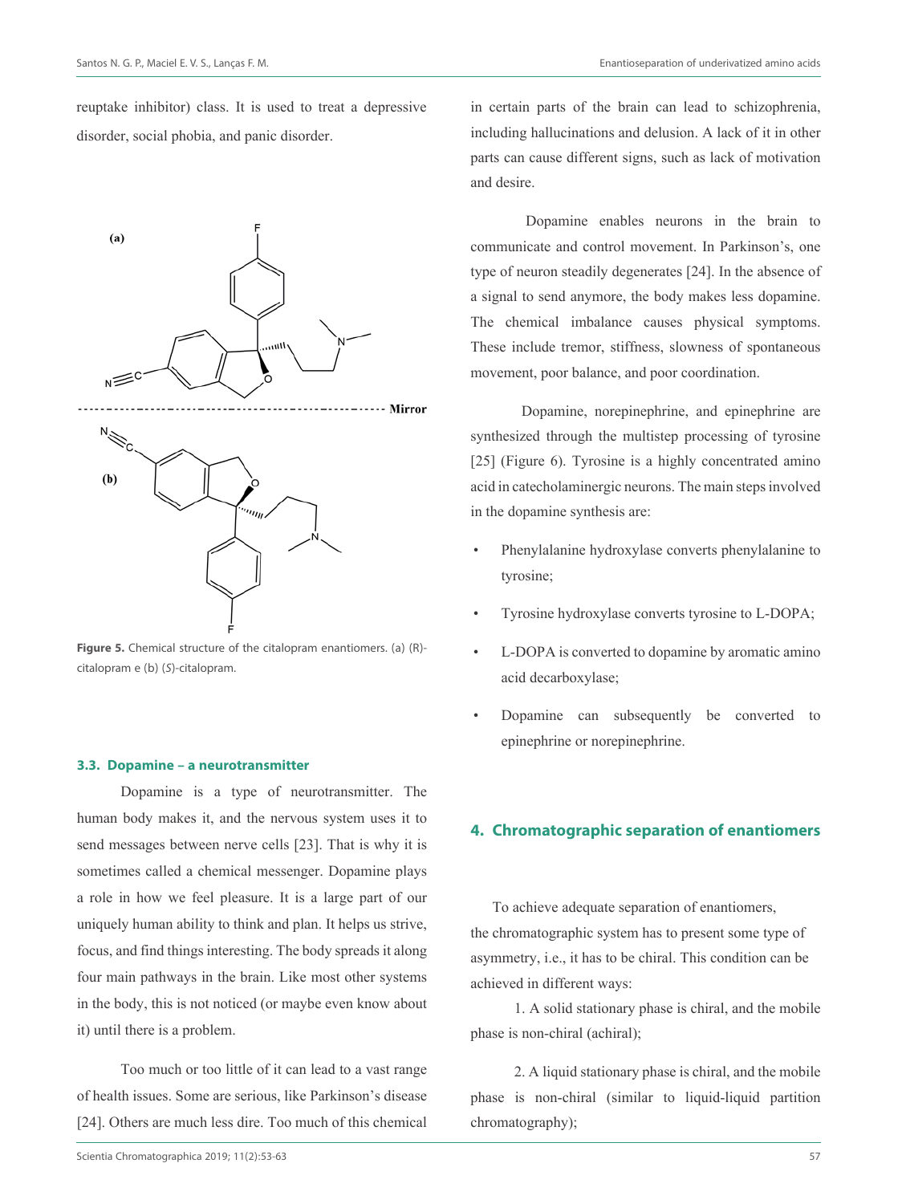reuptake inhibitor) class. It is used to treat a depressive disorder, social phobia, and panic disorder.

**Figure 5.** Chemical structure of the citalopram enantiomers. (a) (R)-citalopram e (b) (*S*)-citalopram.

### 3.3. Dopamine – a neurotransmitter

Dopamine is a type of neurotransmitter. The human body makes it, and the nervous system uses it to send messages between nerve cells [23]. That is why it is sometimes called a chemical messenger. Dopamine plays a role in how we feel pleasure. It is a large part of our uniquely human ability to think and plan. It helps us strive, focus, and find things interesting. The body spreads it along four main pathways in the brain. Like most other systems in the body, this is not noticed (or maybe even know about it) until there is a problem.

Too much or too little of it can lead to a vast range of health issues. Some are serious, like Parkinson's disease [24]. Others are much less dire. Too much of this chemical in certain parts of the brain can lead to schizophrenia, including hallucinations and delusion. A lack of it in other parts can cause different signs, such as lack of motivation and desire.

Dopamine enables neurons in the brain to communicate and control movement. In Parkinson's, one type of neuron steadily degenerates [24]. In the absence of a signal to send anymore, the body makes less dopamine. The chemical imbalance causes physical symptoms. These include tremor, stiffness, slowness of spontaneous movement, poor balance, and poor coordination.

Dopamine, norepinephrine, and epinephrine are synthesized through the multistep processing of tyrosine [25] (Figure 6). Tyrosine is a highly concentrated amino acid in catecholaminergic neurons. The main steps involved in the dopamine synthesis are:

- Phenylalanine hydroxylase converts phenylalanine to tyrosine;
- Tyrosine hydroxylase converts tyrosine to L-DOPA;
- L-DOPA is converted to dopamine by aromatic amino acid decarboxylase;
- Dopamine can subsequently be converted to epinephrine or norepinephrine.

## 4. Chromatographic separation of enantiomers

To achieve adequate separation of enantiomers, the chromatographic system has to present some type of asymmetry, i.e., it has to be chiral. This condition can be achieved in different ways:

1. A solid stationary phase is chiral, and the mobile phase is non-chiral (achiral);

2. A liquid stationary phase is chiral, and the mobile phase is non-chiral (similar to liquid-liquid partition chromatography);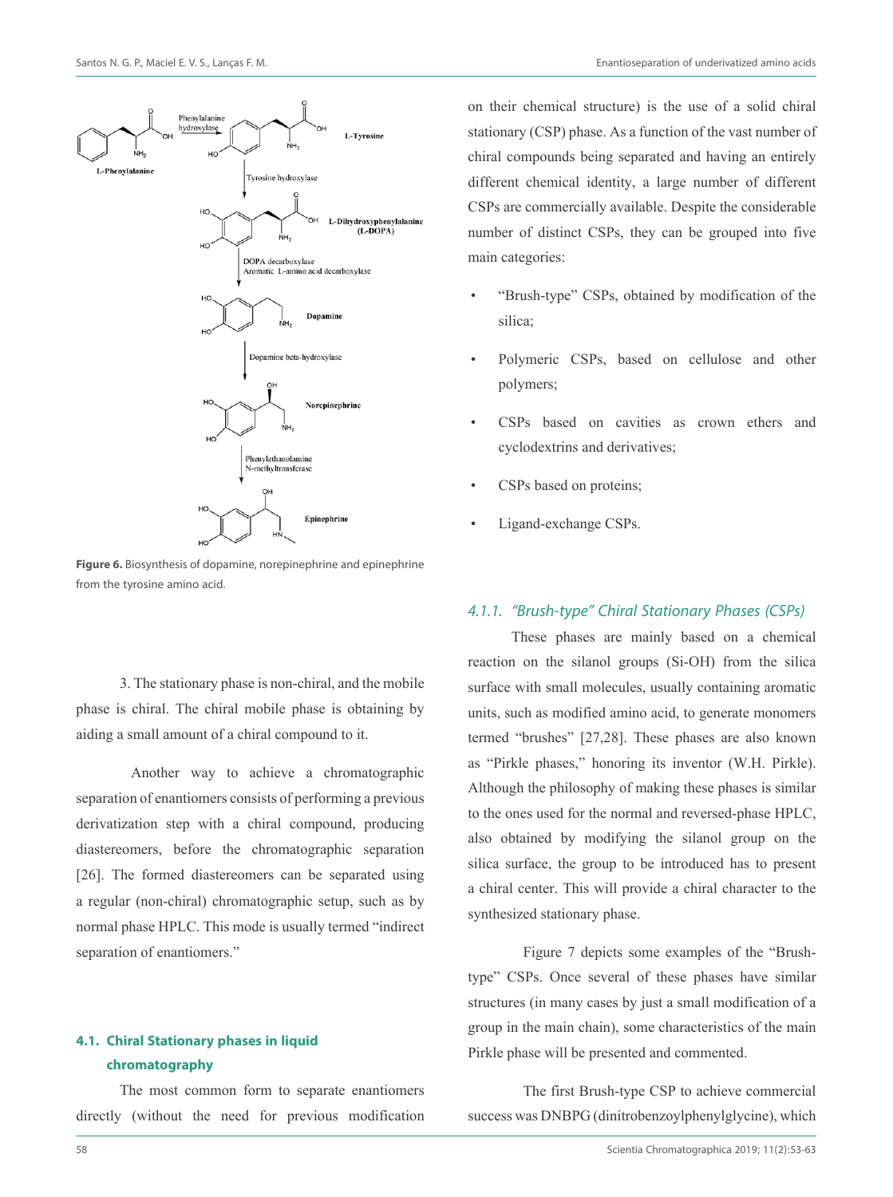Figure 6. Biosynthesis of dopamine, norepinephrine and epinephrine from the tyrosine amino acid.

3. The stationary phase is non-chiral, and the mobile phase is chiral. The chiral mobile phase is obtaining by aiding a small amount of a chiral compound to it.

Another way to achieve a chromatographic separation of enantiomers consists of performing a previous derivatization step with a chiral compound, producing diastereomers, before the chromatographic separation [26]. The formed diastereomers can be separated using a regular (non-chiral) chromatographic setup, such as by normal phase HPLC. This mode is usually termed "indirect separation of enantiomers."

## 4.1. Chiral Stationary phases in liquid chromatography

The most common form to separate enantiomers directly (without the need for previous modification on their chemical structure) is the use of a solid chiral stationary (CSP) phase. As a function of the vast number of chiral compounds being separated and having an entirely different chemical identity, a large number of different CSPs are commercially available. Despite the considerable number of distinct CSPs, they can be grouped into five main categories:

- "Brush-type" CSPs, obtained by modification of the silica;
- Polymeric CSPs, based on cellulose and other polymers;
- CSPs based on cavities as crown ethers and cyclodextrins and derivatives;
- CSPs based on proteins;
- Ligand-exchange CSPs.

### *4.1.1. "Brush-type" Chiral Stationary Phases (CSPs)*

These phases are mainly based on a chemical reaction on the silanol groups (Si-OH) from the silica surface with small molecules, usually containing aromatic units, such as modified amino acid, to generate monomers termed "brushes" [27,28]. These phases are also known as "Pirkle phases," honoring its inventor (W.H. Pirkle). Although the philosophy of making these phases is similar to the ones used for the normal and reversed-phase HPLC, also obtained by modifying the silanol group on the silica surface, the group to be introduced has to present a chiral center. This will provide a chiral character to the synthesized stationary phase.

Figure 7 depicts some examples of the "Brush-type" CSPs. Once several of these phases have similar structures (in many cases by just a small modification of a group in the main chain), some characteristics of the main Pirkle phase will be presented and commented.

The first Brush-type CSP to achieve commercial success was DNBPG (dinitrobenzoylphenylglycine), which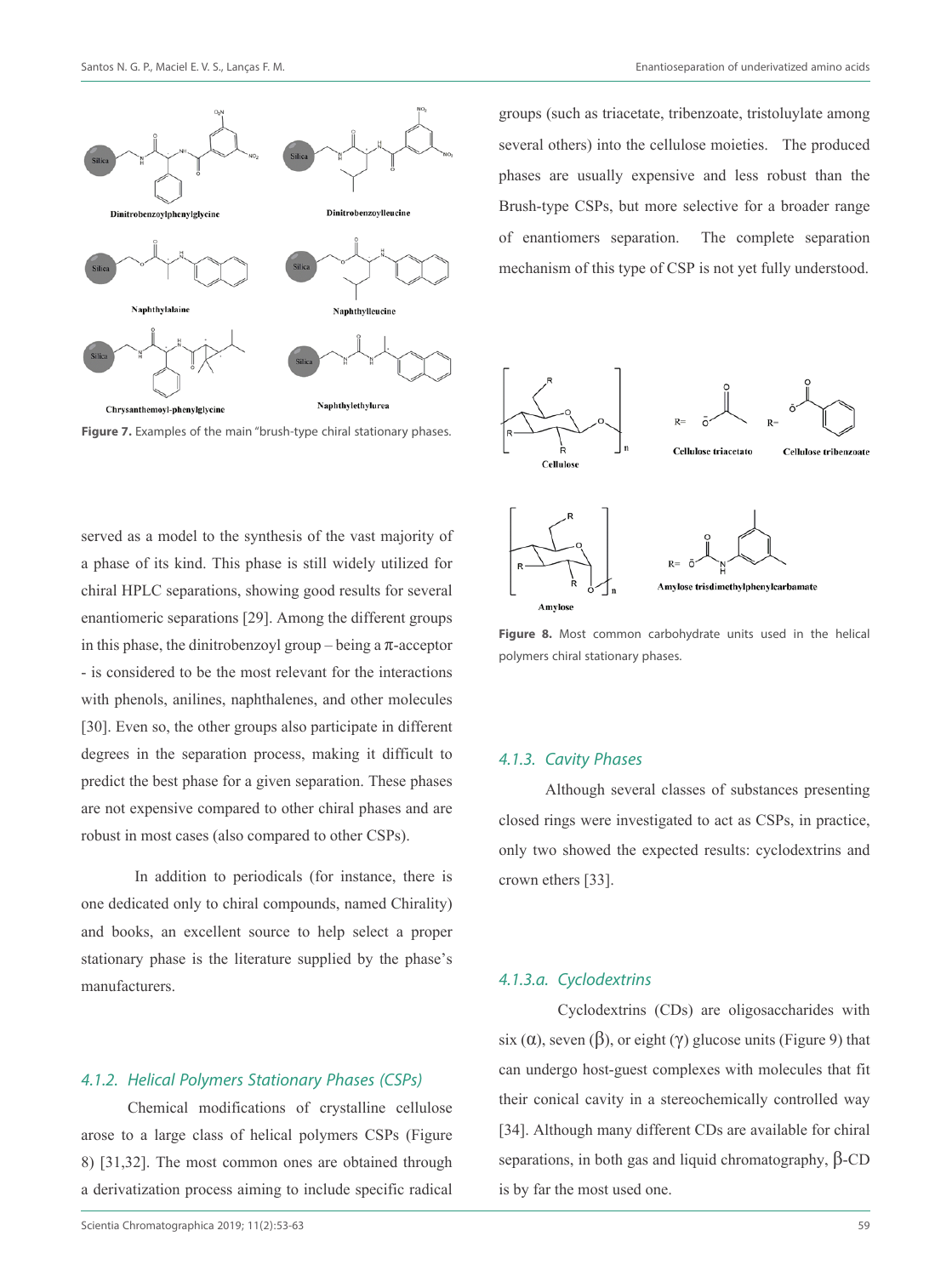Figure 7. Examples of the main "brush-type chiral stationary phases.

served as a model to the synthesis of the vast majority of a phase of its kind. This phase is still widely utilized for chiral HPLC separations, showing good results for several enantiomeric separations [29]. Among the different groups in this phase, the dinitrobenzoyl group – being a π-acceptor - is considered to be the most relevant for the interactions with phenols, anilines, naphthalenes, and other molecules [30]. Even so, the other groups also participate in different degrees in the separation process, making it difficult to predict the best phase for a given separation. These phases are not expensive compared to other chiral phases and are robust in most cases (also compared to other CSPs).

In addition to periodicals (for instance, there is one dedicated only to chiral compounds, named Chirality) and books, an excellent source to help select a proper stationary phase is the literature supplied by the phase's manufacturers.

### 4.1.2. Helical Polymers Stationary Phases (CSPs)

Chemical modifications of crystalline cellulose arose to a large class of helical polymers CSPs (Figure 8) [31,32]. The most common ones are obtained through a derivatization process aiming to include specific radical groups (such as triacetate, tribenzoate, tristoluylate among several others) into the cellulose moieties. The produced phases are usually expensive and less robust than the Brush-type CSPs, but more selective for a broader range of enantiomers separation. The complete separation mechanism of this type of CSP is not yet fully understood.

Figure 8. Most common carbohydrate units used in the helical polymers chiral stationary phases.

### 4.1.3. Cavity Phases

Although several classes of substances presenting closed rings were investigated to act as CSPs, in practice, only two showed the expected results: cyclodextrins and crown ethers [33].

#### 4.1.3.a. Cyclodextrins

Cyclodextrins (CDs) are oligosaccharides with six (α), seven (β), or eight (γ) glucose units (Figure 9) that can undergo host-guest complexes with molecules that fit their conical cavity in a stereochemically controlled way [34]. Although many different CDs are available for chiral separations, in both gas and liquid chromatography, β-CD is by far the most used one.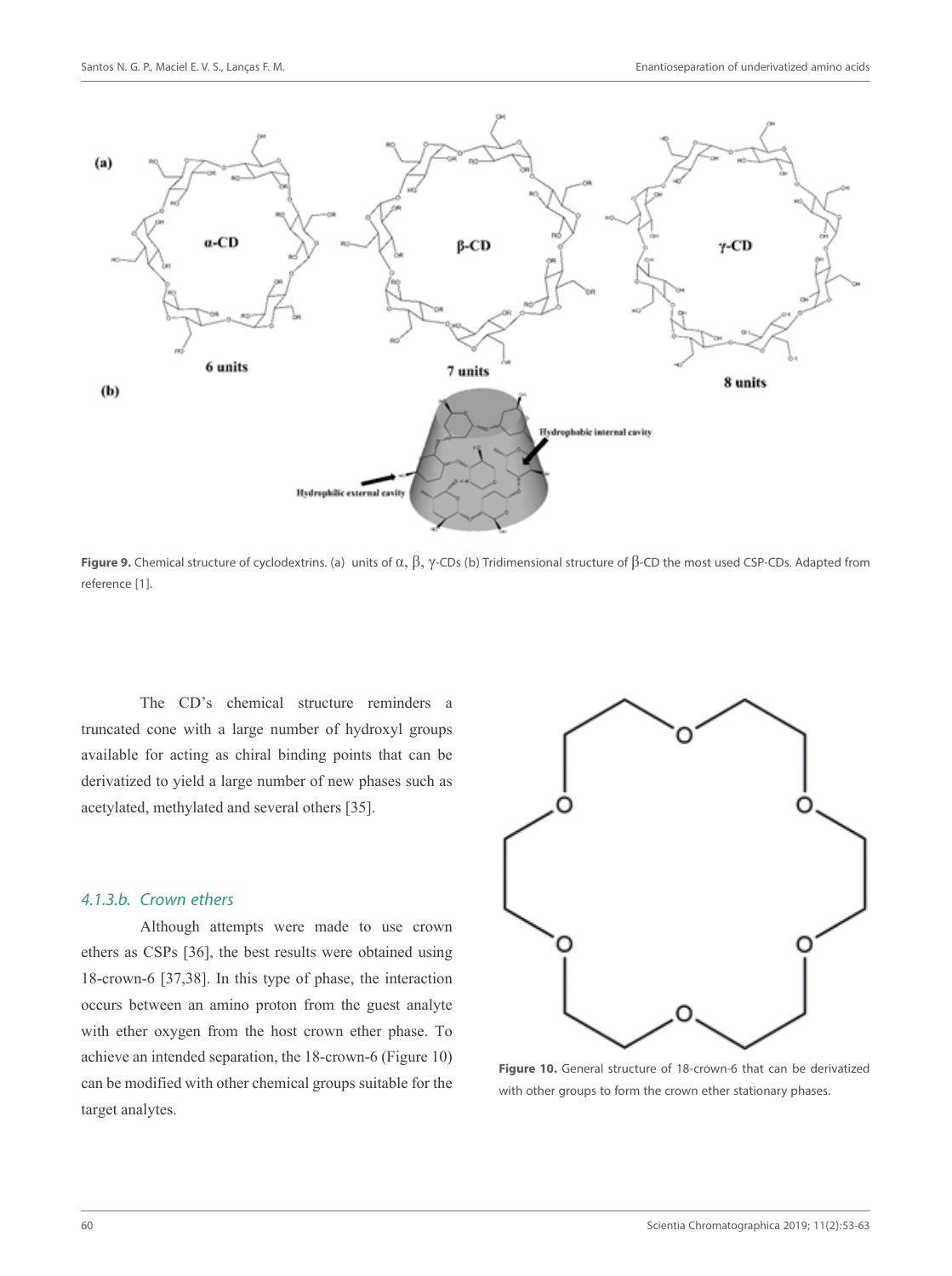**Figure 9.** Chemical structure of cyclodextrins. (a) units of α, β, γ-CDs (b) Tridimensional structure of β-CD the most used CSP-CDs. Adapted from reference [1].

The CD's chemical structure reminders a truncated cone with a large number of hydroxyl groups available for acting as chiral binding points that can be derivatized to yield a large number of new phases such as acetylated, methylated and several others [35].

#### *4.1.3.b. Crown ethers*

Although attempts were made to use crown ethers as CSPs [36], the best results were obtained using 18-crown-6 [37,38]. In this type of phase, the interaction occurs between an amino proton from the guest analyte with ether oxygen from the host crown ether phase. To achieve an intended separation, the 18-crown-6 (Figure 10) can be modified with other chemical groups suitable for the target analytes.

**Figure 10.** General structure of 18-crown-6 that can be derivatized with other groups to form the crown ether stationary phases.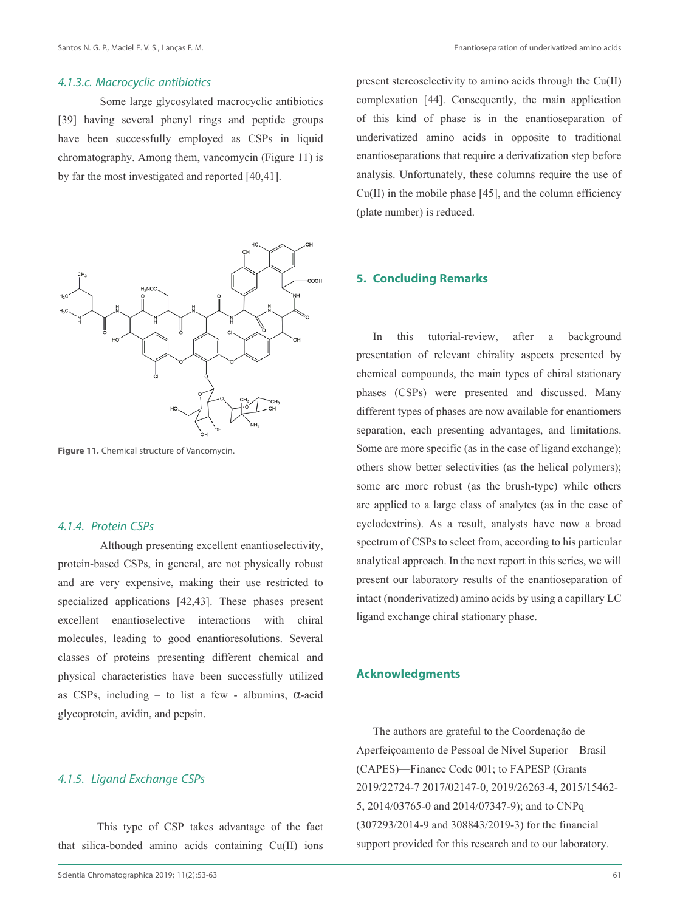#### *4.1.3.c. Macrocyclic antibiotics*

Some large glycosylated macrocyclic antibiotics [39] having several phenyl rings and peptide groups have been successfully employed as CSPs in liquid chromatography. Among them, vancomycin (Figure 11) is by far the most investigated and reported [40,41].

**Figure 11.** Chemical structure of Vancomycin.

### *4.1.4. Protein CSPs*

Although presenting excellent enantioselectivity, protein-based CSPs, in general, are not physically robust and are very expensive, making their use restricted to specialized applications [42,43]. These phases present excellent enantioselective interactions with chiral molecules, leading to good enantioresolutions. Several classes of proteins presenting different chemical and physical characteristics have been successfully utilized as CSPs, including – to list a few - albumins, α-acid glycoprotein, avidin, and pepsin.

### *4.1.5. Ligand Exchange CSPs*

This type of CSP takes advantage of the fact that silica-bonded amino acids containing Cu(II) ions present stereoselectivity to amino acids through the Cu(II) complexation [44]. Consequently, the main application of this kind of phase is in the enantioseparation of underivatized amino acids in opposite to traditional enantioseparations that require a derivatization step before analysis. Unfortunately, these columns require the use of Cu(II) in the mobile phase [45], and the column efficiency (plate number) is reduced.

## **5. Concluding Remarks**

In this tutorial-review, after a background presentation of relevant chirality aspects presented by chemical compounds, the main types of chiral stationary phases (CSPs) were presented and discussed. Many different types of phases are now available for enantiomers separation, each presenting advantages, and limitations. Some are more specific (as in the case of ligand exchange); others show better selectivities (as the helical polymers); some are more robust (as the brush-type) while others are applied to a large class of analytes (as in the case of cyclodextrins). As a result, analysts have now a broad spectrum of CSPs to select from, according to his particular analytical approach. In the next report in this series, we will present our laboratory results of the enantioseparation of intact (nonderivatized) amino acids by using a capillary LC ligand exchange chiral stationary phase.

## **Acknowledgments**

The authors are grateful to the Coordenação de Aperfeiçoamento de Pessoal de Nível Superior—Brasil (CAPES)—Finance Code 001; to FAPESP (Grants 2019/22724-7 2017/02147-0, 2019/26263-4, 2015/15462-5, 2014/03765-0 and 2014/07347-9); and to CNPq (307293/2014-9 and 308843/2019-3) for the financial support provided for this research and to our laboratory.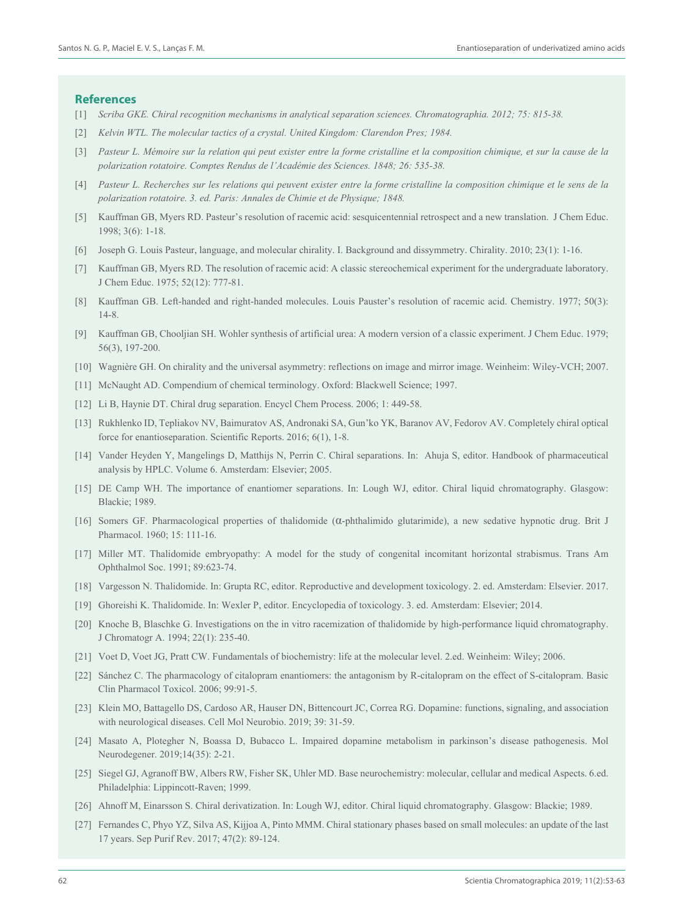## References

[1] *Scriba GKE. Chiral recognition mechanisms in analytical separation sciences. Chromatographia. 2012; 75: 815-38.*

[2] *Kelvin WTL. The molecular tactics of a crystal. United Kingdom: Clarendon Pres; 1984.*

[3] *Pasteur L. Mémoire sur la relation qui peut exister entre la forme cristalline et la composition chimique, et sur la cause de la polarization rotatoire. Comptes Rendus de l'Académie des Sciences. 1848; 26: 535-38.*

[4] *Pasteur L. Recherches sur les relations qui peuvent exister entre la forme cristalline la composition chimique et le sens de la polarization rotatoire. 3. ed. Paris: Annales de Chimie et de Physique; 1848.*

[5] Kauffman GB, Myers RD. Pasteur's resolution of racemic acid: sesquicentennial retrospect and a new translation. J Chem Educ. 1998; 3(6): 1-18.

[6] Joseph G. Louis Pasteur, language, and molecular chirality. I. Background and dissymmetry. Chirality. 2010; 23(1): 1-16.

[7] Kauffman GB, Myers RD. The resolution of racemic acid: A classic stereochemical experiment for the undergraduate laboratory. J Chem Educ. 1975; 52(12): 777-81.

[8] Kauffman GB. Left-handed and right-handed molecules. Louis Pauster's resolution of racemic acid. Chemistry. 1977; 50(3): 14-8.

[9] Kauffman GB, Chooljian SH. Wohler synthesis of artificial urea: A modern version of a classic experiment. J Chem Educ. 1979; 56(3), 197-200.

[10] Wagnière GH. On chirality and the universal asymmetry: reflections on image and mirror image. Weinheim: Wiley-VCH; 2007.

[11] McNaught AD. Compendium of chemical terminology. Oxford: Blackwell Science; 1997.

[12] Li B, Haynie DT. Chiral drug separation. Encycl Chem Process. 2006; 1: 449-58.

[13] Rukhlenko ID, Tepliakov NV, Baimuratov AS, Andronaki SA, Gun'ko YK, Baranov AV, Fedorov AV. Completely chiral optical force for enantioseparation. Scientific Reports. 2016; 6(1), 1-8.

[14] Vander Heyden Y, Mangelings D, Matthijs N, Perrin C. Chiral separations. In: Ahuja S, editor. Handbook of pharmaceutical analysis by HPLC. Volume 6. Amsterdam: Elsevier; 2005.

[15] DE Camp WH. The importance of enantiomer separations. In: Lough WJ, editor. Chiral liquid chromatography. Glasgow: Blackie; 1989.

[16] Somers GF. Pharmacological properties of thalidomide (α-phthalimido glutarimide), a new sedative hypnotic drug. Brit J Pharmacol. 1960; 15: 111-16.

[17] Miller MT. Thalidomide embryopathy: A model for the study of congenital incomitant horizontal strabismus. Trans Am Ophthalmol Soc. 1991; 89:623-74.

[18] Vargesson N. Thalidomide. In: Grupta RC, editor. Reproductive and development toxicology. 2. ed. Amsterdam: Elsevier. 2017.

[19] Ghoreishi K. Thalidomide. In: Wexler P, editor. Encyclopedia of toxicology. 3. ed. Amsterdam: Elsevier; 2014.

[20] Knoche B, Blaschke G. Investigations on the in vitro racemization of thalidomide by high-performance liquid chromatography. J Chromatogr A. 1994; 22(1): 235-40.

[21] Voet D, Voet JG, Pratt CW. Fundamentals of biochemistry: life at the molecular level. 2.ed. Weinheim: Wiley; 2006.

[22] Sánchez C. The pharmacology of citalopram enantiomers: the antagonism by R-citalopram on the effect of S-citalopram. Basic Clin Pharmacol Toxicol. 2006; 99:91-5.

[23] Klein MO, Battagello DS, Cardoso AR, Hauser DN, Bittencourt JC, Correa RG. Dopamine: functions, signaling, and association with neurological diseases. Cell Mol Neurobio. 2019; 39: 31-59.

[24] Masato A, Plotegher N, Boassa D, Bubacco L. Impaired dopamine metabolism in parkinson's disease pathogenesis. Mol Neurodegener. 2019;14(35): 2-21.

[25] Siegel GJ, Agranoff BW, Albers RW, Fisher SK, Uhler MD. Base neurochemistry: molecular, cellular and medical Aspects. 6.ed. Philadelphia: Lippincott-Raven; 1999.

[26] Ahnoff M, Einarsson S. Chiral derivatization. In: Lough WJ, editor. Chiral liquid chromatography. Glasgow: Blackie; 1989.

[27] Fernandes C, Phyo YZ, Silva AS, Kijjoa A, Pinto MMM. Chiral stationary phases based on small molecules: an update of the last 17 years. Sep Purif Rev. 2017; 47(2): 89-124.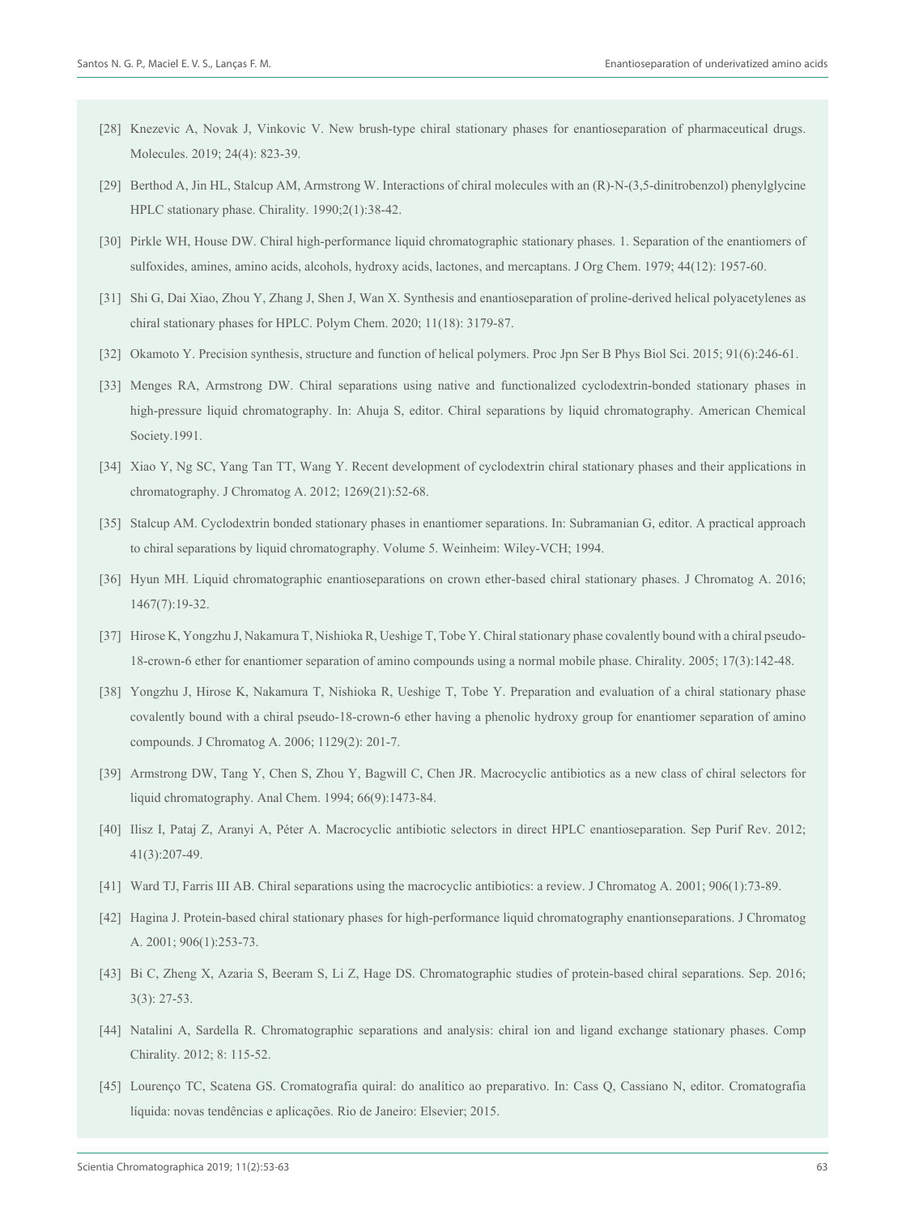[28] Knezevic A, Novak J, Vinkovic V. New brush-type chiral stationary phases for enantioseparation of pharmaceutical drugs. Molecules. 2019; 24(4): 823-39.

[29] Berthod A, Jin HL, Stalcup AM, Armstrong W. Interactions of chiral molecules with an (R)-N-(3,5-dinitrobenzol) phenylglycine HPLC stationary phase. Chirality. 1990;2(1):38-42.

[30] Pirkle WH, House DW. Chiral high-performance liquid chromatographic stationary phases. 1. Separation of the enantiomers of sulfoxides, amines, amino acids, alcohols, hydroxy acids, lactones, and mercaptans. J Org Chem. 1979; 44(12): 1957-60.

[31] Shi G, Dai Xiao, Zhou Y, Zhang J, Shen J, Wan X. Synthesis and enantioseparation of proline-derived helical polyacetylenes as chiral stationary phases for HPLC. Polym Chem. 2020; 11(18): 3179-87.

[32] Okamoto Y. Precision synthesis, structure and function of helical polymers. Proc Jpn Ser B Phys Biol Sci. 2015; 91(6):246-61.

[33] Menges RA, Armstrong DW. Chiral separations using native and functionalized cyclodextrin-bonded stationary phases in high-pressure liquid chromatography. In: Ahuja S, editor. Chiral separations by liquid chromatography. American Chemical Society.1991.

[34] Xiao Y, Ng SC, Yang Tan TT, Wang Y. Recent development of cyclodextrin chiral stationary phases and their applications in chromatography. J Chromatog A. 2012; 1269(21):52-68.

[35] Stalcup AM. Cyclodextrin bonded stationary phases in enantiomer separations. In: Subramanian G, editor. A practical approach to chiral separations by liquid chromatography. Volume 5. Weinheim: Wiley-VCH; 1994.

[36] Hyun MH. Liquid chromatographic enantioseparations on crown ether-based chiral stationary phases. J Chromatog A. 2016; 1467(7):19-32.

[37] Hirose K, Yongzhu J, Nakamura T, Nishioka R, Ueshige T, Tobe Y. Chiral stationary phase covalently bound with a chiral pseudo-18-crown-6 ether for enantiomer separation of amino compounds using a normal mobile phase. Chirality. 2005; 17(3):142-48.

[38] Yongzhu J, Hirose K, Nakamura T, Nishioka R, Ueshige T, Tobe Y. Preparation and evaluation of a chiral stationary phase covalently bound with a chiral pseudo-18-crown-6 ether having a phenolic hydroxy group for enantiomer separation of amino compounds. J Chromatog A. 2006; 1129(2): 201-7.

[39] Armstrong DW, Tang Y, Chen S, Zhou Y, Bagwill C, Chen JR. Macrocyclic antibiotics as a new class of chiral selectors for liquid chromatography. Anal Chem. 1994; 66(9):1473-84.

[40] Ilisz I, Pataj Z, Aranyi A, Péter A. Macrocyclic antibiotic selectors in direct HPLC enantioseparation. Sep Purif Rev. 2012; 41(3):207-49.

[41] Ward TJ, Farris III AB. Chiral separations using the macrocyclic antibiotics: a review. J Chromatog A. 2001; 906(1):73-89.

[42] Hagina J. Protein-based chiral stationary phases for high-performance liquid chromatography enantionseparations. J Chromatog A. 2001; 906(1):253-73.

[43] Bi C, Zheng X, Azaria S, Beeram S, Li Z, Hage DS. Chromatographic studies of protein-based chiral separations. Sep. 2016; 3(3): 27-53.

[44] Natalini A, Sardella R. Chromatographic separations and analysis: chiral ion and ligand exchange stationary phases. Comp Chirality. 2012; 8: 115-52.

[45] Lourenço TC, Scatena GS. Cromatografia quiral: do analítico ao preparativo. In: Cass Q, Cassiano N, editor. Cromatografia líquida: novas tendências e aplicações. Rio de Janeiro: Elsevier; 2015.